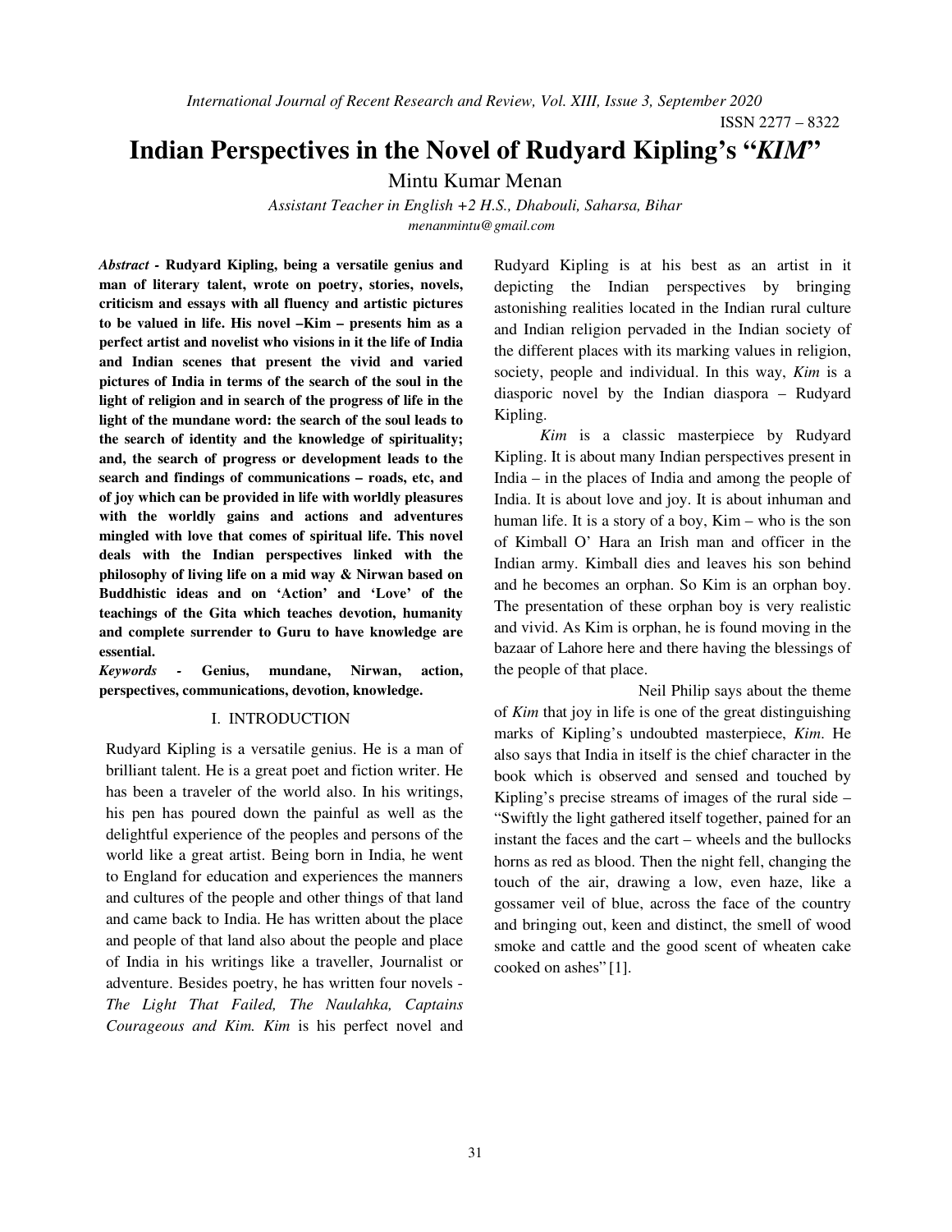# Indian Perspectives in the Novel of Rudyard Kipling's "*KIM*"

Mintu Kumar Menan

*Assistant Teacher in English +2 H.S., Dhabouli, Saharsa, Bihar*

*menanmintu@gmail.com*

***Abstract* - Rudyard Kipling, being a versatile genius and man of literary talent, wrote on poetry, stories, novels, criticism and essays with all fluency and artistic pictures to be valued in life. His novel –Kim – presents him as a perfect artist and novelist who visions in it the life of India and Indian scenes that present the vivid and varied pictures of India in terms of the search of the soul in the light of religion and in search of the progress of life in the light of the mundane word: the search of the soul leads to the search of identity and the knowledge of spirituality; and, the search of progress or development leads to the search and findings of communications – roads, etc, and of joy which can be provided in life with worldly pleasures with the worldly gains and actions and adventures mingled with love that comes of spiritual life. This novel deals with the Indian perspectives linked with the philosophy of living life on a mid way & Nirwan based on Buddhistic ideas and on 'Action' and 'Love' of the teachings of the Gita which teaches devotion, humanity and complete surrender to Guru to have knowledge are essential.**

***Keywords* - Genius, mundane, Nirwan, action, perspectives, communications, devotion, knowledge.**

## I. INTRODUCTION

Rudyard Kipling is a versatile genius. He is a man of brilliant talent. He is a great poet and fiction writer. He has been a traveler of the world also. In his writings, his pen has poured down the painful as well as the delightful experience of the peoples and persons of the world like a great artist. Being born in India, he went to England for education and experiences the manners and cultures of the people and other things of that land and came back to India. He has written about the place and people of that land also about the people and place of India in his writings like a traveller, Journalist or adventure. Besides poetry, he has written four novels - *The Light That Failed, The Naulahka, Captains Courageous and Kim. Kim* is his perfect novel and Rudyard Kipling is at his best as an artist in it depicting the Indian perspectives by bringing astonishing realities located in the Indian rural culture and Indian religion pervaded in the Indian society of the different places with its marking values in religion, society, people and individual. In this way, *Kim* is a diasporic novel by the Indian diaspora – Rudyard Kipling.

*Kim* is a classic masterpiece by Rudyard Kipling. It is about many Indian perspectives present in India – in the places of India and among the people of India. It is about love and joy. It is about inhuman and human life. It is a story of a boy, Kim – who is the son of Kimball O' Hara an Irish man and officer in the Indian army. Kimball dies and leaves his son behind and he becomes an orphan. So Kim is an orphan boy. The presentation of these orphan boy is very realistic and vivid. As Kim is orphan, he is found moving in the bazaar of Lahore here and there having the blessings of the people of that place.

Neil Philip says about the theme of *Kim* that joy in life is one of the great distinguishing marks of Kipling's undoubted masterpiece, *Kim*. He also says that India in itself is the chief character in the book which is observed and sensed and touched by Kipling's precise streams of images of the rural side – "Swiftly the light gathered itself together, pained for an instant the faces and the cart – wheels and the bullocks horns as red as blood. Then the night fell, changing the touch of the air, drawing a low, even haze, like a gossamer veil of blue, across the face of the country and bringing out, keen and distinct, the smell of wood smoke and cattle and the good scent of wheaten cake cooked on ashes" [1].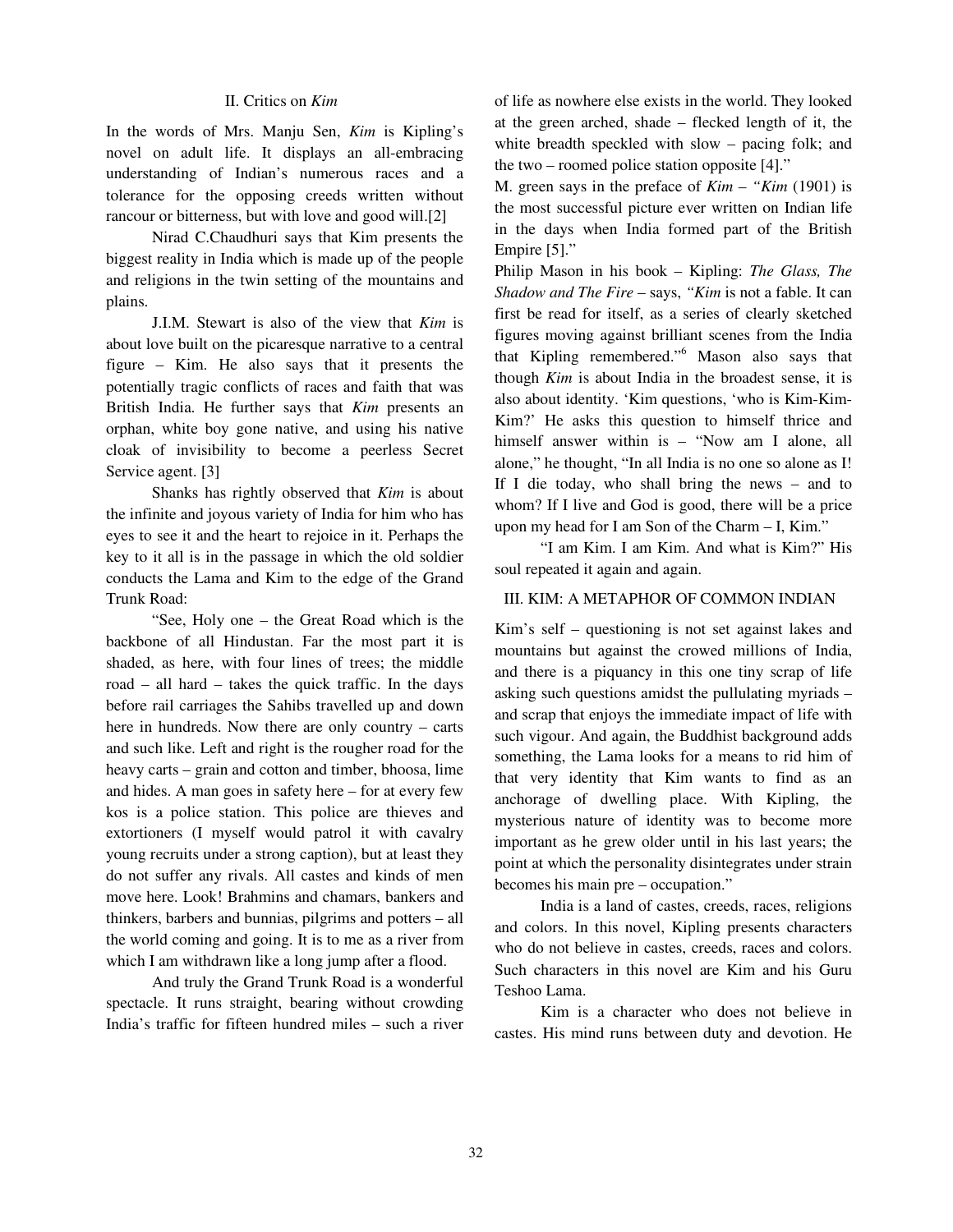## II. Critics on *Kim*

In the words of Mrs. Manju Sen, *Kim* is Kipling's novel on adult life. It displays an all-embracing understanding of Indian's numerous races and a tolerance for the opposing creeds written without rancour or bitterness, but with love and good will.[2]

Nirad C.Chaudhuri says that Kim presents the biggest reality in India which is made up of the people and religions in the twin setting of the mountains and plains.

J.I.M. Stewart is also of the view that *Kim* is about love built on the picaresque narrative to a central figure – Kim. He also says that it presents the potentially tragic conflicts of races and faith that was British India. He further says that *Kim* presents an orphan, white boy gone native, and using his native cloak of invisibility to become a peerless Secret Service agent. [3]

Shanks has rightly observed that *Kim* is about the infinite and joyous variety of India for him who has eyes to see it and the heart to rejoice in it. Perhaps the key to it all is in the passage in which the old soldier conducts the Lama and Kim to the edge of the Grand Trunk Road:

"See, Holy one – the Great Road which is the backbone of all Hindustan. Far the most part it is shaded, as here, with four lines of trees; the middle road – all hard – takes the quick traffic. In the days before rail carriages the Sahibs travelled up and down here in hundreds. Now there are only country – carts and such like. Left and right is the rougher road for the heavy carts – grain and cotton and timber, bhoosa, lime and hides. A man goes in safety here – for at every few kos is a police station. This police are thieves and extortioners (I myself would patrol it with cavalry young recruits under a strong caption), but at least they do not suffer any rivals. All castes and kinds of men move here. Look! Brahmins and chamars, bankers and thinkers, barbers and bunnias, pilgrims and potters – all the world coming and going. It is to me as a river from which I am withdrawn like a long jump after a flood.

And truly the Grand Trunk Road is a wonderful spectacle. It runs straight, bearing without crowding India's traffic for fifteen hundred miles – such a river of life as nowhere else exists in the world. They looked at the green arched, shade – flecked length of it, the white breadth speckled with slow – pacing folk; and the two – roomed police station opposite [4]."

M. green says in the preface of *Kim* – *"Kim* (1901) is the most successful picture ever written on Indian life in the days when India formed part of the British Empire [5]."

Philip Mason in his book – Kipling: *The Glass, The Shadow and The Fire* – says, *"Kim* is not a fable. It can first be read for itself, as a series of clearly sketched figures moving against brilliant scenes from the India that Kipling remembered."[6] Mason also says that though *Kim* is about India in the broadest sense, it is also about identity. 'Kim questions, 'who is Kim-Kim-Kim?' He asks this question to himself thrice and himself answer within is – "Now am I alone, all alone," he thought, "In all India is no one so alone as I! If I die today, who shall bring the news – and to whom? If I live and God is good, there will be a price upon my head for I am Son of the Charm – I, Kim."

"I am Kim. I am Kim. And what is Kim?" His soul repeated it again and again.

## III. KIM: A METAPHOR OF COMMON INDIAN

Kim's self – questioning is not set against lakes and mountains but against the crowed millions of India, and there is a piquancy in this one tiny scrap of life asking such questions amidst the pullulating myriads – and scrap that enjoys the immediate impact of life with such vigour. And again, the Buddhist background adds something, the Lama looks for a means to rid him of that very identity that Kim wants to find as an anchorage of dwelling place. With Kipling, the mysterious nature of identity was to become more important as he grew older until in his last years; the point at which the personality disintegrates under strain becomes his main pre – occupation."

India is a land of castes, creeds, races, religions and colors. In this novel, Kipling presents characters who do not believe in castes, creeds, races and colors. Such characters in this novel are Kim and his Guru Teshoo Lama.

Kim is a character who does not believe in castes. His mind runs between duty and devotion. He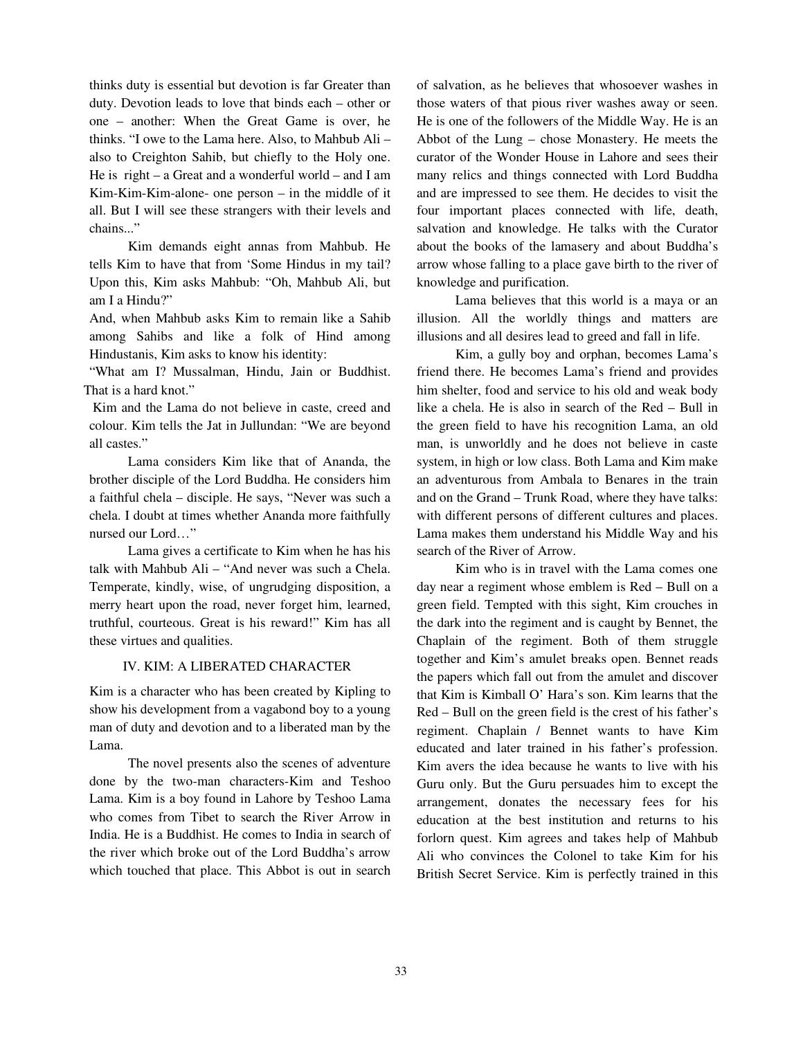thinks duty is essential but devotion is far Greater than duty. Devotion leads to love that binds each – other or one – another: When the Great Game is over, he thinks. "I owe to the Lama here. Also, to Mahbub Ali – also to Creighton Sahib, but chiefly to the Holy one. He is right – a Great and a wonderful world – and I am Kim-Kim-Kim-alone- one person – in the middle of it all. But I will see these strangers with their levels and chains..."

Kim demands eight annas from Mahbub. He tells Kim to have that from 'Some Hindus in my tail? Upon this, Kim asks Mahbub: "Oh, Mahbub Ali, but am I a Hindu?"

And, when Mahbub asks Kim to remain like a Sahib among Sahibs and like a folk of Hind among Hindustanis, Kim asks to know his identity:

"What am I? Mussalman, Hindu, Jain or Buddhist. That is a hard knot."

Kim and the Lama do not believe in caste, creed and colour. Kim tells the Jat in Jullundan: "We are beyond all castes."

Lama considers Kim like that of Ananda, the brother disciple of the Lord Buddha. He considers him a faithful chela – disciple. He says, "Never was such a chela. I doubt at times whether Ananda more faithfully nursed our Lord…"

Lama gives a certificate to Kim when he has his talk with Mahbub Ali – "And never was such a Chela. Temperate, kindly, wise, of ungrudging disposition, a merry heart upon the road, never forget him, learned, truthful, courteous. Great is his reward!" Kim has all these virtues and qualities.

## IV. KIM: A LIBERATED CHARACTER

Kim is a character who has been created by Kipling to show his development from a vagabond boy to a young man of duty and devotion and to a liberated man by the Lama.

The novel presents also the scenes of adventure done by the two-man characters-Kim and Teshoo Lama. Kim is a boy found in Lahore by Teshoo Lama who comes from Tibet to search the River Arrow in India. He is a Buddhist. He comes to India in search of the river which broke out of the Lord Buddha's arrow which touched that place. This Abbot is out in search of salvation, as he believes that whosoever washes in those waters of that pious river washes away or seen. He is one of the followers of the Middle Way. He is an Abbot of the Lung – chose Monastery. He meets the curator of the Wonder House in Lahore and sees their many relics and things connected with Lord Buddha and are impressed to see them. He decides to visit the four important places connected with life, death, salvation and knowledge. He talks with the Curator about the books of the lamasery and about Buddha's arrow whose falling to a place gave birth to the river of knowledge and purification.

Lama believes that this world is a maya or an illusion. All the worldly things and matters are illusions and all desires lead to greed and fall in life.

Kim, a gully boy and orphan, becomes Lama's friend there. He becomes Lama's friend and provides him shelter, food and service to his old and weak body like a chela. He is also in search of the Red – Bull in the green field to have his recognition Lama, an old man, is unworldly and he does not believe in caste system, in high or low class. Both Lama and Kim make an adventurous from Ambala to Benares in the train and on the Grand – Trunk Road, where they have talks: with different persons of different cultures and places. Lama makes them understand his Middle Way and his search of the River of Arrow.

Kim who is in travel with the Lama comes one day near a regiment whose emblem is Red – Bull on a green field. Tempted with this sight, Kim crouches in the dark into the regiment and is caught by Bennet, the Chaplain of the regiment. Both of them struggle together and Kim's amulet breaks open. Bennet reads the papers which fall out from the amulet and discover that Kim is Kimball O' Hara's son. Kim learns that the Red – Bull on the green field is the crest of his father's regiment. Chaplain / Bennet wants to have Kim educated and later trained in his father's profession. Kim avers the idea because he wants to live with his Guru only. But the Guru persuades him to except the arrangement, donates the necessary fees for his education at the best institution and returns to his forlorn quest. Kim agrees and takes help of Mahbub Ali who convinces the Colonel to take Kim for his British Secret Service. Kim is perfectly trained in this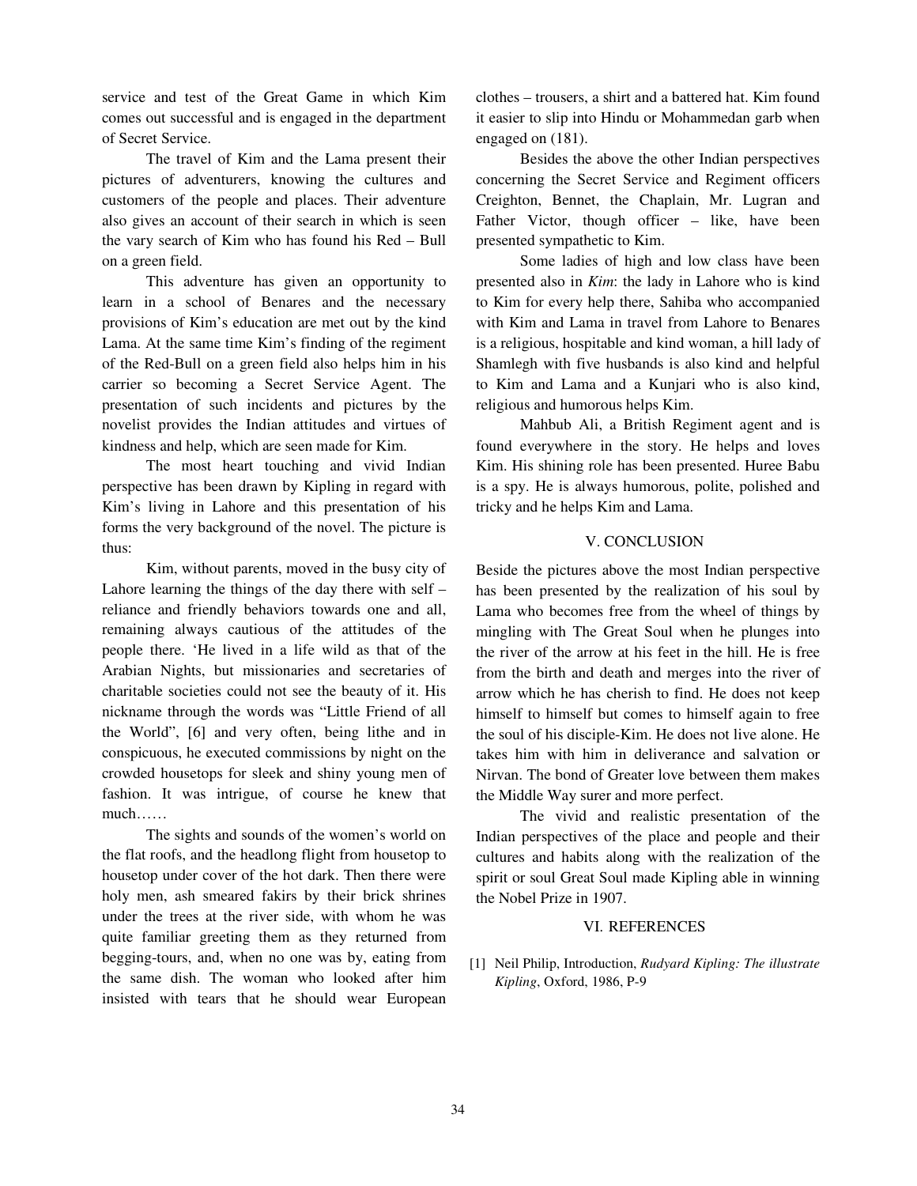service and test of the Great Game in which Kim comes out successful and is engaged in the department of Secret Service.

The travel of Kim and the Lama present their pictures of adventurers, knowing the cultures and customers of the people and places. Their adventure also gives an account of their search in which is seen the vary search of Kim who has found his Red – Bull on a green field.

This adventure has given an opportunity to learn in a school of Benares and the necessary provisions of Kim's education are met out by the kind Lama. At the same time Kim's finding of the regiment of the Red-Bull on a green field also helps him in his carrier so becoming a Secret Service Agent. The presentation of such incidents and pictures by the novelist provides the Indian attitudes and virtues of kindness and help, which are seen made for Kim.

The most heart touching and vivid Indian perspective has been drawn by Kipling in regard with Kim's living in Lahore and this presentation of his forms the very background of the novel. The picture is thus:

Kim, without parents, moved in the busy city of Lahore learning the things of the day there with self – reliance and friendly behaviors towards one and all, remaining always cautious of the attitudes of the people there. 'He lived in a life wild as that of the Arabian Nights, but missionaries and secretaries of charitable societies could not see the beauty of it. His nickname through the words was "Little Friend of all the World", [6] and very often, being lithe and in conspicuous, he executed commissions by night on the crowded housetops for sleek and shiny young men of fashion. It was intrigue, of course he knew that much……

The sights and sounds of the women's world on the flat roofs, and the headlong flight from housetop to housetop under cover of the hot dark. Then there were holy men, ash smeared fakirs by their brick shrines under the trees at the river side, with whom he was quite familiar greeting them as they returned from begging-tours, and, when no one was by, eating from the same dish. The woman who looked after him insisted with tears that he should wear European clothes – trousers, a shirt and a battered hat. Kim found it easier to slip into Hindu or Mohammedan garb when engaged on (181).

Besides the above the other Indian perspectives concerning the Secret Service and Regiment officers Creighton, Bennet, the Chaplain, Mr. Lugran and Father Victor, though officer – like, have been presented sympathetic to Kim.

Some ladies of high and low class have been presented also in *Kim*: the lady in Lahore who is kind to Kim for every help there, Sahiba who accompanied with Kim and Lama in travel from Lahore to Benares is a religious, hospitable and kind woman, a hill lady of Shamlegh with five husbands is also kind and helpful to Kim and Lama and a Kunjari who is also kind, religious and humorous helps Kim.

Mahbub Ali, a British Regiment agent and is found everywhere in the story. He helps and loves Kim. His shining role has been presented. Huree Babu is a spy. He is always humorous, polite, polished and tricky and he helps Kim and Lama.

## V. CONCLUSION

Beside the pictures above the most Indian perspective has been presented by the realization of his soul by Lama who becomes free from the wheel of things by mingling with The Great Soul when he plunges into the river of the arrow at his feet in the hill. He is free from the birth and death and merges into the river of arrow which he has cherish to find. He does not keep himself to himself but comes to himself again to free the soul of his disciple-Kim. He does not live alone. He takes him with him in deliverance and salvation or Nirvan. The bond of Greater love between them makes the Middle Way surer and more perfect.

The vivid and realistic presentation of the Indian perspectives of the place and people and their cultures and habits along with the realization of the spirit or soul Great Soul made Kipling able in winning the Nobel Prize in 1907.

## VI. REFERENCES

[1] Neil Philip, Introduction, *Rudyard Kipling: The illustrate Kipling*, Oxford, 1986, P-9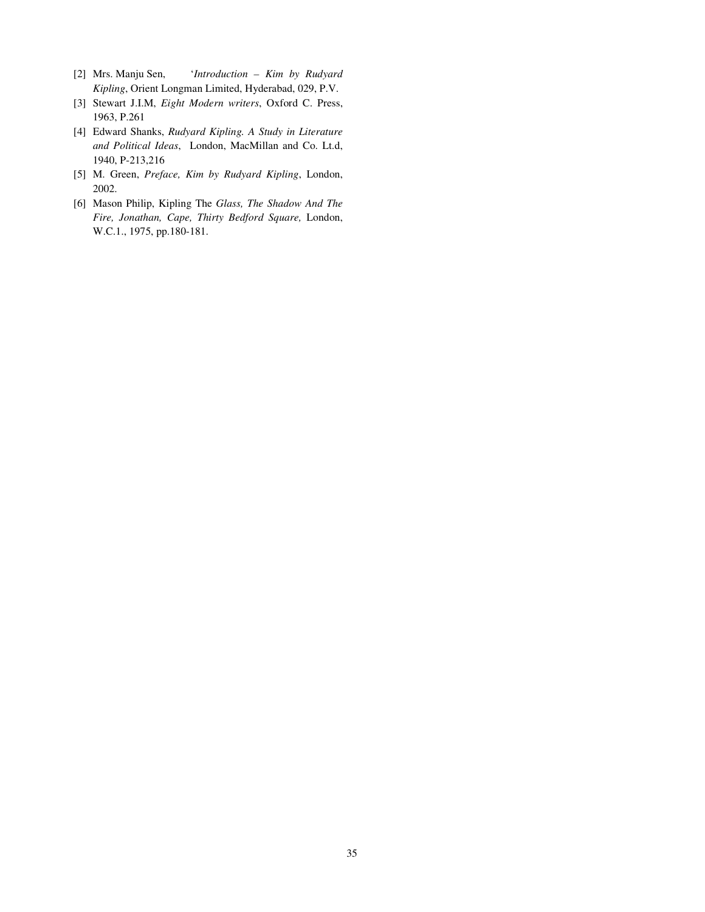[2] Mrs. Manju Sen, '*Introduction – Kim by Rudyard Kipling*, Orient Longman Limited, Hyderabad, 029, P.V.

[3] Stewart J.I.M, *Eight Modern writers*, Oxford C. Press, 1963, P.261

[4] Edward Shanks, *Rudyard Kipling. A Study in Literature and Political Ideas*, London, MacMillan and Co. Lt.d, 1940, P-213,216

[5] M. Green, *Preface, Kim by Rudyard Kipling*, London, 2002.

[6] Mason Philip, Kipling The *Glass, The Shadow And The Fire, Jonathan, Cape, Thirty Bedford Square,* London, W.C.1., 1975, pp.180-181.